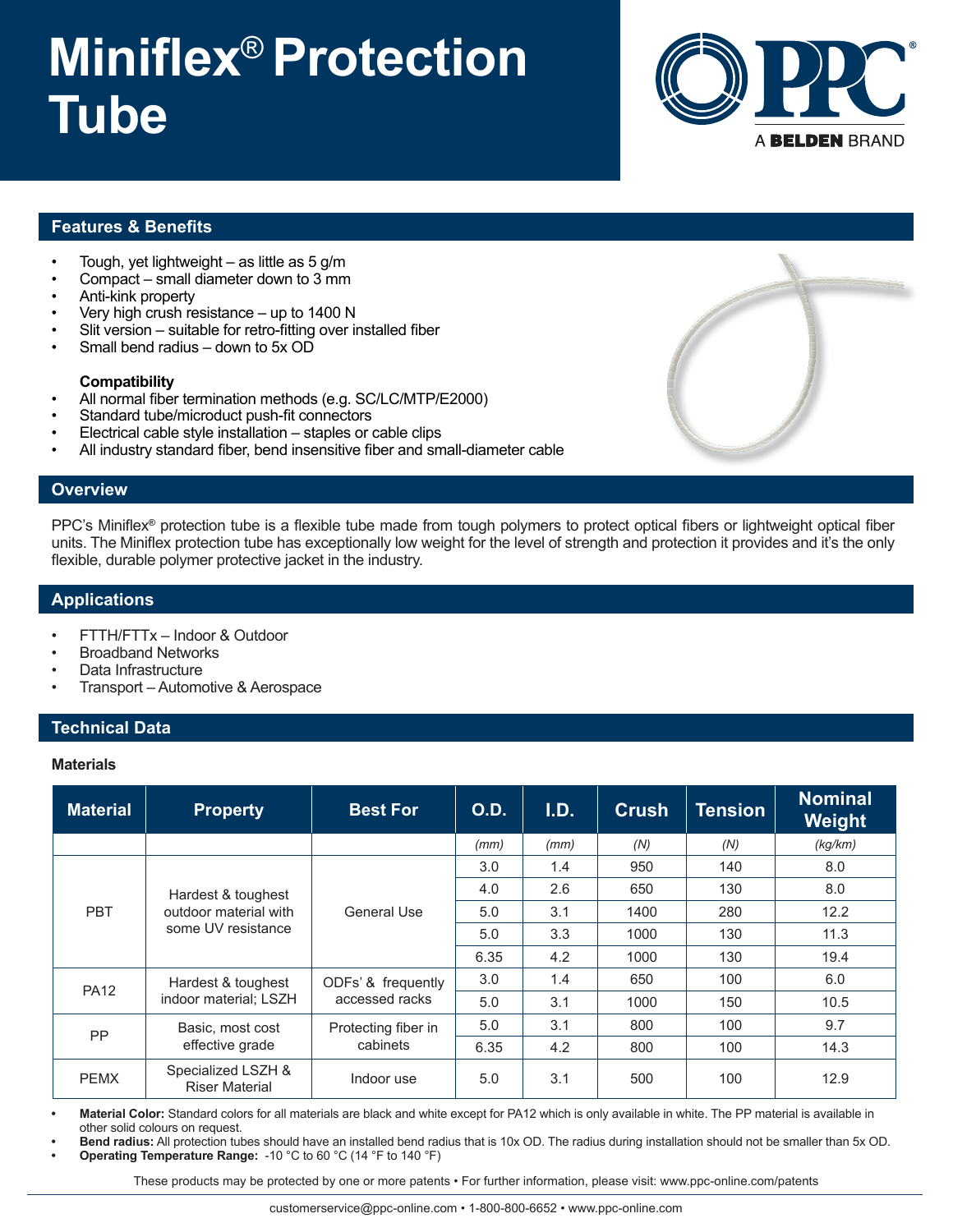# Miniflex® Protection Tube

## Features & Benefits

- Tough, yet lightweight – as little as 5 g/m
- Compact – small diameter down to 3 mm
- Anti-kink property
- Very high crush resistance – up to 1400 N
- Slit version – suitable for retro-fitting over installed fiber
- Small bend radius – down to 5x OD

**Compatibility**

- All normal fiber termination methods (e.g. SC/LC/MTP/E2000)
- Standard tube/microduct push-fit connectors
- Electrical cable style installation – staples or cable clips
- All industry standard fiber, bend insensitive fiber and small-diameter cable

## Overview

PPC's Miniflex® protection tube is a flexible tube made from tough polymers to protect optical fibers or lightweight optical fiber units. The Miniflex protection tube has exceptionally low weight for the level of strength and protection it provides and it's the only flexible, durable polymer protective jacket in the industry.

## Applications

- FTTH/FTTx – Indoor & Outdoor
- Broadband Networks
- Data Infrastructure
- Transport – Automotive & Aerospace

## Technical Data

### Materials

| Material | Property | Best For | O.D. | I.D. | Crush | Tension | Nominal Weight |
|---|---|---|---|---|---|---|---|
| | | | *(mm)* | *(mm)* | *(N)* | *(N)* | *(kg/km)* |
| PBT | Hardest & toughest outdoor material with some UV resistance | General Use | 3.0 | 1.4 | 950 | 140 | 8.0 |
| | | | 4.0 | 2.6 | 650 | 130 | 8.0 |
| | | | 5.0 | 3.1 | 1400 | 280 | 12.2 |
| | | | 5.0 | 3.3 | 1000 | 130 | 11.3 |
| | | | 6.35 | 4.2 | 1000 | 130 | 19.4 |
| PA12 | Hardest & toughest indoor material; LSZH | ODFs' & frequently accessed racks | 3.0 | 1.4 | 650 | 100 | 6.0 |
| | | | 5.0 | 3.1 | 1000 | 150 | 10.5 |
| PP | Basic, most cost effective grade | Protecting fiber in cabinets | 5.0 | 3.1 | 800 | 100 | 9.7 |
| | | | 6.35 | 4.2 | 800 | 100 | 14.3 |
| PEMX | Specialized LSZH & Riser Material | Indoor use | 5.0 | 3.1 | 500 | 100 | 12.9 |

- **Material Color:** Standard colors for all materials are black and white except for PA12 which is only available in white. The PP material is available in other solid colours on request.
- **Bend radius:** All protection tubes should have an installed bend radius that is 10x OD. The radius during installation should not be smaller than 5x OD.
- **Operating Temperature Range:** -10 °C to 60 °C (14 °F to 140 °F)

These products may be protected by one or more patents • For further information, please visit: www.ppc-online.com/patents

customerservice@ppc-online.com • 1-800-800-6652 • www.ppc-online.com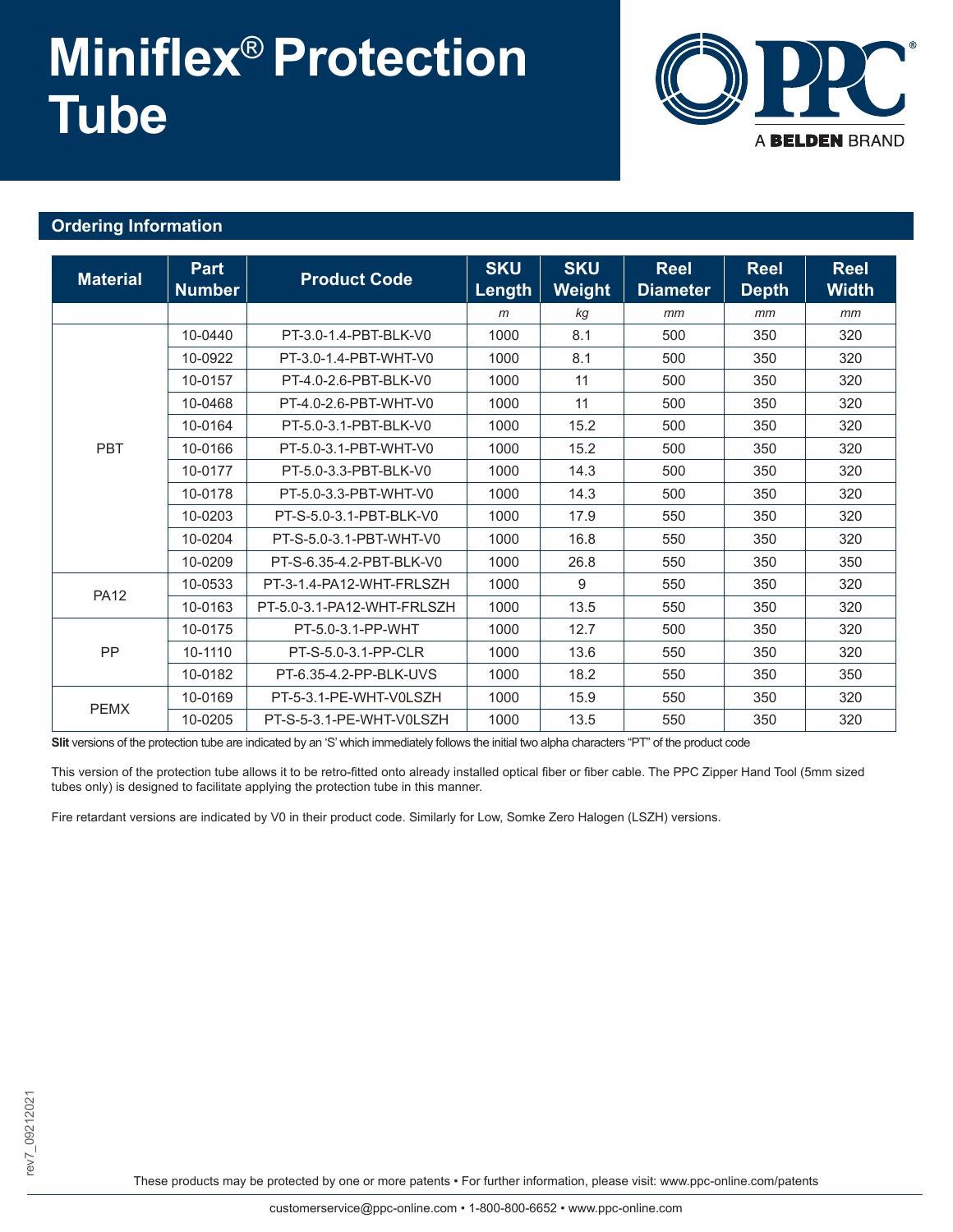# Miniflex® Protection Tube

A BELDEN BRAND

## Ordering Information

| Material | Part Number | Product Code | SKU Length | SKU Weight | Reel Diameter | Reel Depth | Reel Width |
|---|---|---|---|---|---|---|---|
| | | | *m* | *kg* | *mm* | *mm* | *mm* |
| PBT | 10-0440 | PT-3.0-1.4-PBT-BLK-V0 | 1000 | 8.1 | 500 | 350 | 320 |
| | 10-0922 | PT-3.0-1.4-PBT-WHT-V0 | 1000 | 8.1 | 500 | 350 | 320 |
| | 10-0157 | PT-4.0-2.6-PBT-BLK-V0 | 1000 | 11 | 500 | 350 | 320 |
| | 10-0468 | PT-4.0-2.6-PBT-WHT-V0 | 1000 | 11 | 500 | 350 | 320 |
| | 10-0164 | PT-5.0-3.1-PBT-BLK-V0 | 1000 | 15.2 | 500 | 350 | 320 |
| | 10-0166 | PT-5.0-3.1-PBT-WHT-V0 | 1000 | 15.2 | 500 | 350 | 320 |
| | 10-0177 | PT-5.0-3.3-PBT-BLK-V0 | 1000 | 14.3 | 500 | 350 | 320 |
| | 10-0178 | PT-5.0-3.3-PBT-WHT-V0 | 1000 | 14.3 | 500 | 350 | 320 |
| | 10-0203 | PT-S-5.0-3.1-PBT-BLK-V0 | 1000 | 17.9 | 550 | 350 | 320 |
| | 10-0204 | PT-S-5.0-3.1-PBT-WHT-V0 | 1000 | 16.8 | 550 | 350 | 320 |
| | 10-0209 | PT-S-6.35-4.2-PBT-BLK-V0 | 1000 | 26.8 | 550 | 350 | 350 |
| PA12 | 10-0533 | PT-3-1.4-PA12-WHT-FRLSZH | 1000 | 9 | 550 | 350 | 320 |
| | 10-0163 | PT-5.0-3.1-PA12-WHT-FRLSZH | 1000 | 13.5 | 550 | 350 | 320 |
| PP | 10-0175 | PT-5.0-3.1-PP-WHT | 1000 | 12.7 | 500 | 350 | 320 |
| | 10-1110 | PT-S-5.0-3.1-PP-CLR | 1000 | 13.6 | 550 | 350 | 320 |
| | 10-0182 | PT-6.35-4.2-PP-BLK-UVS | 1000 | 18.2 | 550 | 350 | 350 |
| PEMX | 10-0169 | PT-5-3.1-PE-WHT-V0LSZH | 1000 | 15.9 | 550 | 350 | 320 |
| | 10-0205 | PT-S-5-3.1-PE-WHT-V0LSZH | 1000 | 13.5 | 550 | 350 | 320 |

**Slit** versions of the protection tube are indicated by an 'S' which immediately follows the initial two alpha characters "PT" of the product code

This version of the protection tube allows it to be retro-fitted onto already installed optical fiber or fiber cable. The PPC Zipper Hand Tool (5mm sized tubes only) is designed to facilitate applying the protection tube in this manner.

Fire retardant versions are indicated by V0 in their product code. Similarly for Low, Somke Zero Halogen (LSZH) versions.

rev7_09212021

These products may be protected by one or more patents • For further information, please visit: www.ppc-online.com/patents

customerservice@ppc-online.com • 1-800-800-6652 • www.ppc-online.com